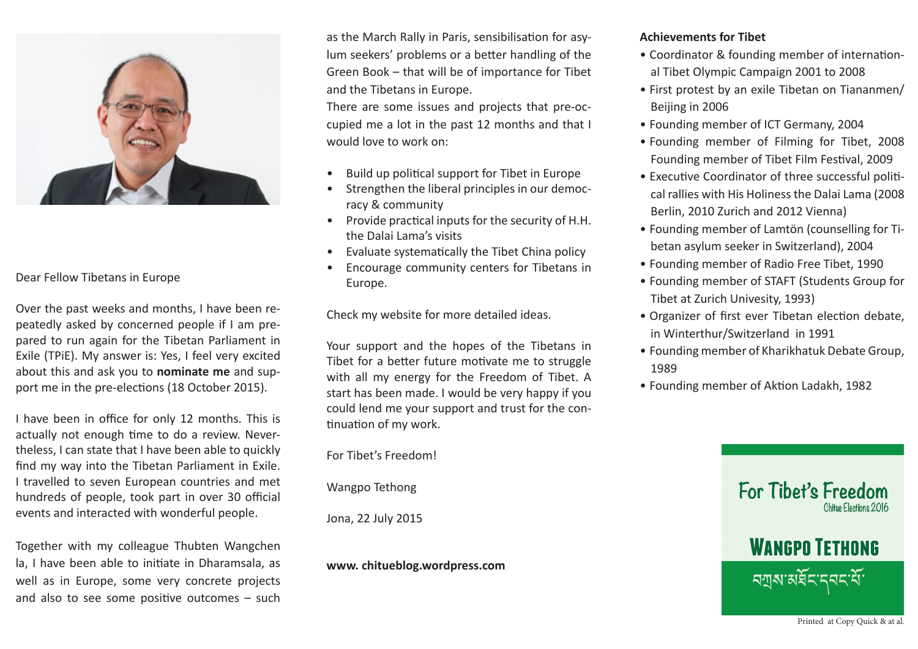Dear Fellow Tibetans in Europe

Over the past weeks and months, I have been repeatedly asked by concerned people if I am prepared to run again for the Tibetan Parliament in Exile (TPiE). My answer is: Yes, I feel very excited about this and ask you to **nominate me** and support me in the pre-elections (18 October 2015).

I have been in office for only 12 months. This is actually not enough time to do a review. Nevertheless, I can state that I have been able to quickly find my way into the Tibetan Parliament in Exile. I travelled to seven European countries and met hundreds of people, took part in over 30 official events and interacted with wonderful people.

Together with my colleague Thubten Wangchen la, I have been able to initiate in Dharamsala, as well as in Europe, some very concrete projects and also to see some positive outcomes – such as the March Rally in Paris, sensibilisation for asylum seekers' problems or a better handling of the Green Book – that will be of importance for Tibet and the Tibetans in Europe.

There are some issues and projects that pre-occupied me a lot in the past 12 months and that I would love to work on:

- Build up political support for Tibet in Europe
- Strengthen the liberal principles in our democracy & community
- Provide practical inputs for the security of H.H. the Dalai Lama's visits
- Evaluate systematically the Tibet China policy
- Encourage community centers for Tibetans in Europe.

Check my website for more detailed ideas.

Your support and the hopes of the Tibetans in Tibet for a better future motivate me to struggle with all my energy for the Freedom of Tibet. A start has been made. I would be very happy if you could lend me your support and trust for the continuation of my work.

For Tibet's Freedom!

Wangpo Tethong

Jona, 22 July 2015

**www. chitueblog.wordpress.com**

**Achievements for Tibet**

- Coordinator & founding member of international Tibet Olympic Campaign 2001 to 2008
- First protest by an exile Tibetan on Tiananmen/ Beijing in 2006
- Founding member of ICT Germany, 2004
- Founding member of Filming for Tibet, 2008 Founding member of Tibet Film Festival, 2009
- Executive Coordinator of three successful political rallies with His Holiness the Dalai Lama (2008 Berlin, 2010 Zurich and 2012 Vienna)
- Founding member of Lamtön (counselling for Tibetan asylum seeker in Switzerland), 2004
- Founding member of Radio Free Tibet, 1990
- Founding member of STAFT (Students Group for Tibet at Zurich Univesity, 1993)
- Organizer of first ever Tibetan election debate, in Winterthur/Switzerland in 1991
- Founding member of Kharikhatuk Debate Group, 1989
- Founding member of Aktion Ladakh, 1982

For Tibet's Freedom
Chitue Elections 2016

**WANGPO TETHONG**

བཀྲས་མཐོང་དབང་པོ་

Printed at Copy Quick & at al.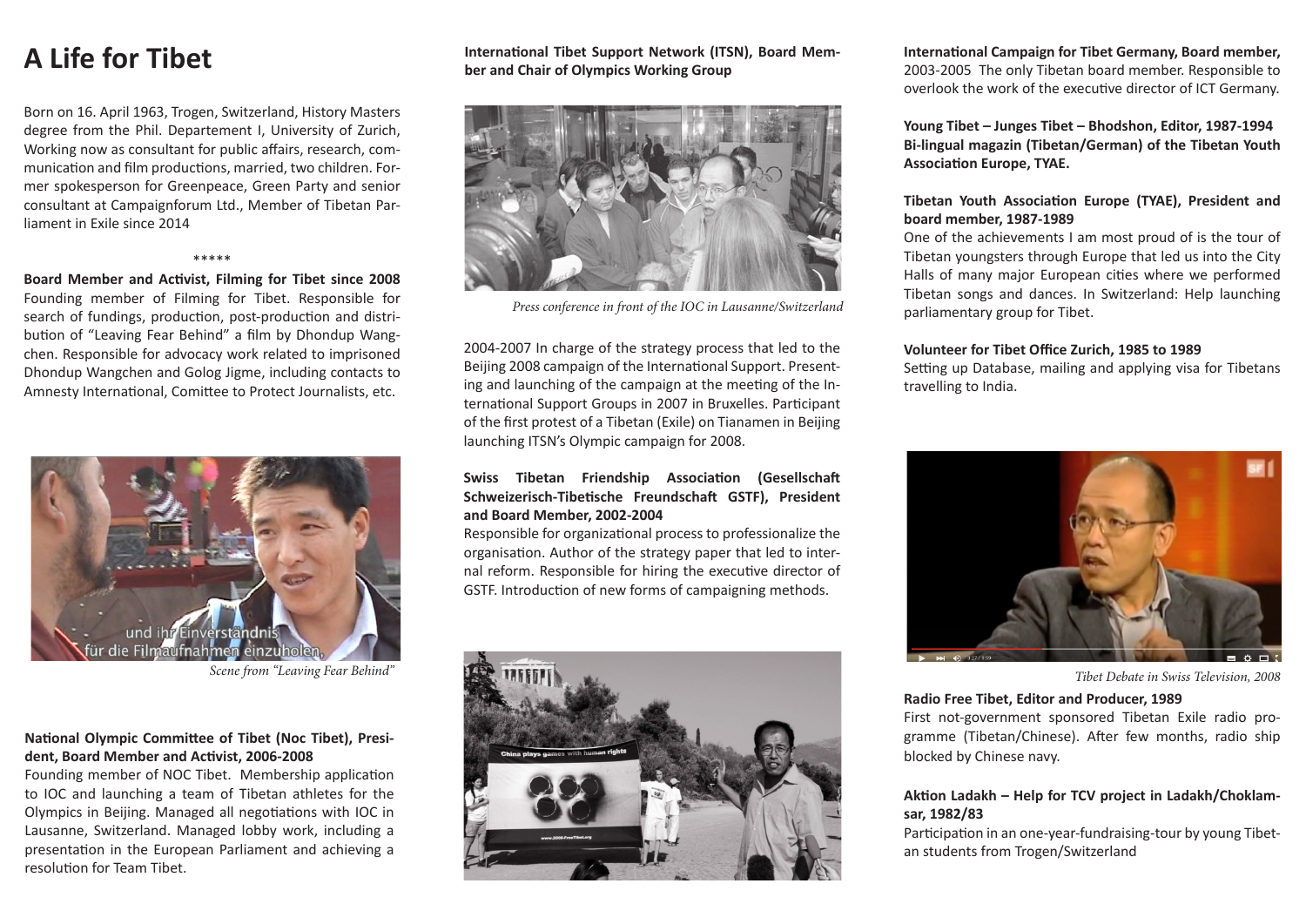# A Life for Tibet

Born on 16. April 1963, Trogen, Switzerland, History Masters degree from the Phil. Departement I, University of Zurich, Working now as consultant for public affairs, research, communication and film productions, married, two children. Former spokesperson for Greenpeace, Green Party and senior consultant at Campaignforum Ltd., Member of Tibetan Parliament in Exile since 2014

\*\*\*\*\*

**Board Member and Activist, Filming for Tibet since 2008**
Founding member of Filming for Tibet. Responsible for search of fundings, production, post-production and distribution of "Leaving Fear Behind" a film by Dhondup Wangchen. Responsible for advocacy work related to imprisoned Dhondup Wangchen and Golog Jigme, including contacts to Amnesty International, Comittee to Protect Journalists, etc.

*Scene from "Leaving Fear Behind"*

**National Olympic Committee of Tibet (Noc Tibet), President, Board Member and Activist, 2006-2008**
Founding member of NOC Tibet. Membership application to IOC and launching a team of Tibetan athletes for the Olympics in Beijing. Managed all negotiations with IOC in Lausanne, Switzerland. Managed lobby work, including a presentation in the European Parliament and achieving a resolution for Team Tibet.

**International Tibet Support Network (ITSN), Board Member and Chair of Olympics Working Group**

*Press conference in front of the IOC in Lausanne/Switzerland*

2004-2007 In charge of the strategy process that led to the Beijing 2008 campaign of the International Support. Presenting and launching of the campaign at the meeting of the International Support Groups in 2007 in Bruxelles. Participant of the first protest of a Tibetan (Exile) on Tianamen in Beijing launching ITSN's Olympic campaign for 2008.

**Swiss Tibetan Friendship Association (Gesellschaft Schweizerisch-Tibetische Freundschaft GSTF), President and Board Member, 2002-2004**
Responsible for organizational process to professionalize the organisation. Author of the strategy paper that led to internal reform. Responsible for hiring the executive director of GSTF. Introduction of new forms of campaigning methods.

**International Campaign for Tibet Germany, Board member,** 2003-2005 The only Tibetan board member. Responsible to overlook the work of the executive director of ICT Germany.

**Young Tibet – Junges Tibet – Bhodshon, Editor, 1987-1994**
**Bi-lingual magazin (Tibetan/German) of the Tibetan Youth Association Europe, TYAE.**

**Tibetan Youth Association Europe (TYAE), President and board member, 1987-1989**
One of the achievements I am most proud of is the tour of Tibetan youngsters through Europe that led us into the City Halls of many major European cities where we performed Tibetan songs and dances. In Switzerland: Help launching parliamentary group for Tibet.

**Volunteer for Tibet Office Zurich, 1985 to 1989**
Setting up Database, mailing and applying visa for Tibetans travelling to India.

*Tibet Debate in Swiss Television, 2008*

**Radio Free Tibet, Editor and Producer, 1989**
First not-government sponsored Tibetan Exile radio programme (Tibetan/Chinese). After few months, radio ship blocked by Chinese navy.

**Aktion Ladakh – Help for TCV project in Ladakh/Choklamsar, 1982/83**
Participation in an one-year-fundraising-tour by young Tibetan students from Trogen/Switzerland